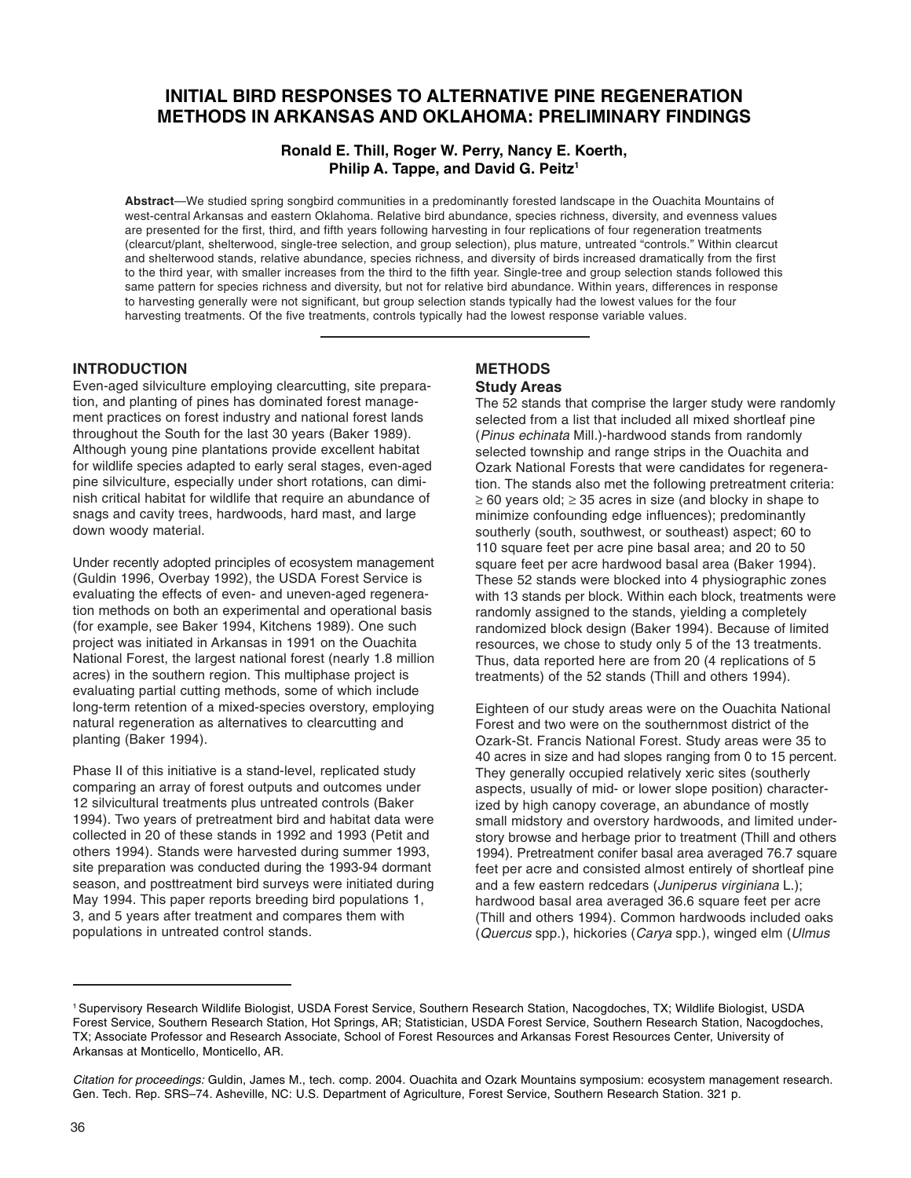# INITIAL BIRD RESPONSES TO ALTERNATIVE PINE REGENERATION METHODS IN ARKANSAS AND OKLAHOMA: PRELIMINARY FINDINGS

**Ronald E. Thill, Roger W. Perry, Nancy E. Koerth, Philip A. Tappe, and David G. Peitz[1]**

**Abstract**—We studied spring songbird communities in a predominantly forested landscape in the Ouachita Mountains of west-central Arkansas and eastern Oklahoma. Relative bird abundance, species richness, diversity, and evenness values are presented for the first, third, and fifth years following harvesting in four replications of four regeneration treatments (clearcut/plant, shelterwood, single-tree selection, and group selection), plus mature, untreated "controls." Within clearcut and shelterwood stands, relative abundance, species richness, and diversity of birds increased dramatically from the first to the third year, with smaller increases from the third to the fifth year. Single-tree and group selection stands followed this same pattern for species richness and diversity, but not for relative bird abundance. Within years, differences in response to harvesting generally were not significant, but group selection stands typically had the lowest values for the four harvesting treatments. Of the five treatments, controls typically had the lowest response variable values.

## INTRODUCTION

Even-aged silviculture employing clearcutting, site preparation, and planting of pines has dominated forest management practices on forest industry and national forest lands throughout the South for the last 30 years (Baker 1989). Although young pine plantations provide excellent habitat for wildlife species adapted to early seral stages, even-aged pine silviculture, especially under short rotations, can diminish critical habitat for wildlife that require an abundance of snags and cavity trees, hardwoods, hard mast, and large down woody material.

Under recently adopted principles of ecosystem management (Guldin 1996, Overbay 1992), the USDA Forest Service is evaluating the effects of even- and uneven-aged regeneration methods on both an experimental and operational basis (for example, see Baker 1994, Kitchens 1989). One such project was initiated in Arkansas in 1991 on the Ouachita National Forest, the largest national forest (nearly 1.8 million acres) in the southern region. This multiphase project is evaluating partial cutting methods, some of which include long-term retention of a mixed-species overstory, employing natural regeneration as alternatives to clearcutting and planting (Baker 1994).

Phase II of this initiative is a stand-level, replicated study comparing an array of forest outputs and outcomes under 12 silvicultural treatments plus untreated controls (Baker 1994). Two years of pretreatment bird and habitat data were collected in 20 of these stands in 1992 and 1993 (Petit and others 1994). Stands were harvested during summer 1993, site preparation was conducted during the 1993-94 dormant season, and posttreatment bird surveys were initiated during May 1994. This paper reports breeding bird populations 1, 3, and 5 years after treatment and compares them with populations in untreated control stands.

## METHODS

### Study Areas

The 52 stands that comprise the larger study were randomly selected from a list that included all mixed shortleaf pine (*Pinus echinata* Mill.)-hardwood stands from randomly selected township and range strips in the Ouachita and Ozark National Forests that were candidates for regeneration. The stands also met the following pretreatment criteria: ≥ 60 years old; ≥ 35 acres in size (and blocky in shape to minimize confounding edge influences); predominantly southerly (south, southwest, or southeast) aspect; 60 to 110 square feet per acre pine basal area; and 20 to 50 square feet per acre hardwood basal area (Baker 1994). These 52 stands were blocked into 4 physiographic zones with 13 stands per block. Within each block, treatments were randomly assigned to the stands, yielding a completely randomized block design (Baker 1994). Because of limited resources, we chose to study only 5 of the 13 treatments. Thus, data reported here are from 20 (4 replications of 5 treatments) of the 52 stands (Thill and others 1994).

Eighteen of our study areas were on the Ouachita National Forest and two were on the southernmost district of the Ozark-St. Francis National Forest. Study areas were 35 to 40 acres in size and had slopes ranging from 0 to 15 percent. They generally occupied relatively xeric sites (southerly aspects, usually of mid- or lower slope position) characterized by high canopy coverage, an abundance of mostly small midstory and overstory hardwoods, and limited understory browse and herbage prior to treatment (Thill and others 1994). Pretreatment conifer basal area averaged 76.7 square feet per acre and consisted almost entirely of shortleaf pine and a few eastern redcedars (*Juniperus virginiana* L.); hardwood basal area averaged 36.6 square feet per acre (Thill and others 1994). Common hardwoods included oaks (*Quercus* spp.), hickories (*Carya* spp.), winged elm (*Ulmus*

---

[1] Supervisory Research Wildlife Biologist, USDA Forest Service, Southern Research Station, Nacogdoches, TX; Wildlife Biologist, USDA Forest Service, Southern Research Station, Hot Springs, AR; Statistician, USDA Forest Service, Southern Research Station, Nacogdoches, TX; Associate Professor and Research Associate, School of Forest Resources and Arkansas Forest Resources Center, University of Arkansas at Monticello, Monticello, AR.

*Citation for proceedings:* Guldin, James M., tech. comp. 2004. Ouachita and Ozark Mountains symposium: ecosystem management research. Gen. Tech. Rep. SRS–74. Asheville, NC: U.S. Department of Agriculture, Forest Service, Southern Research Station. 321 p.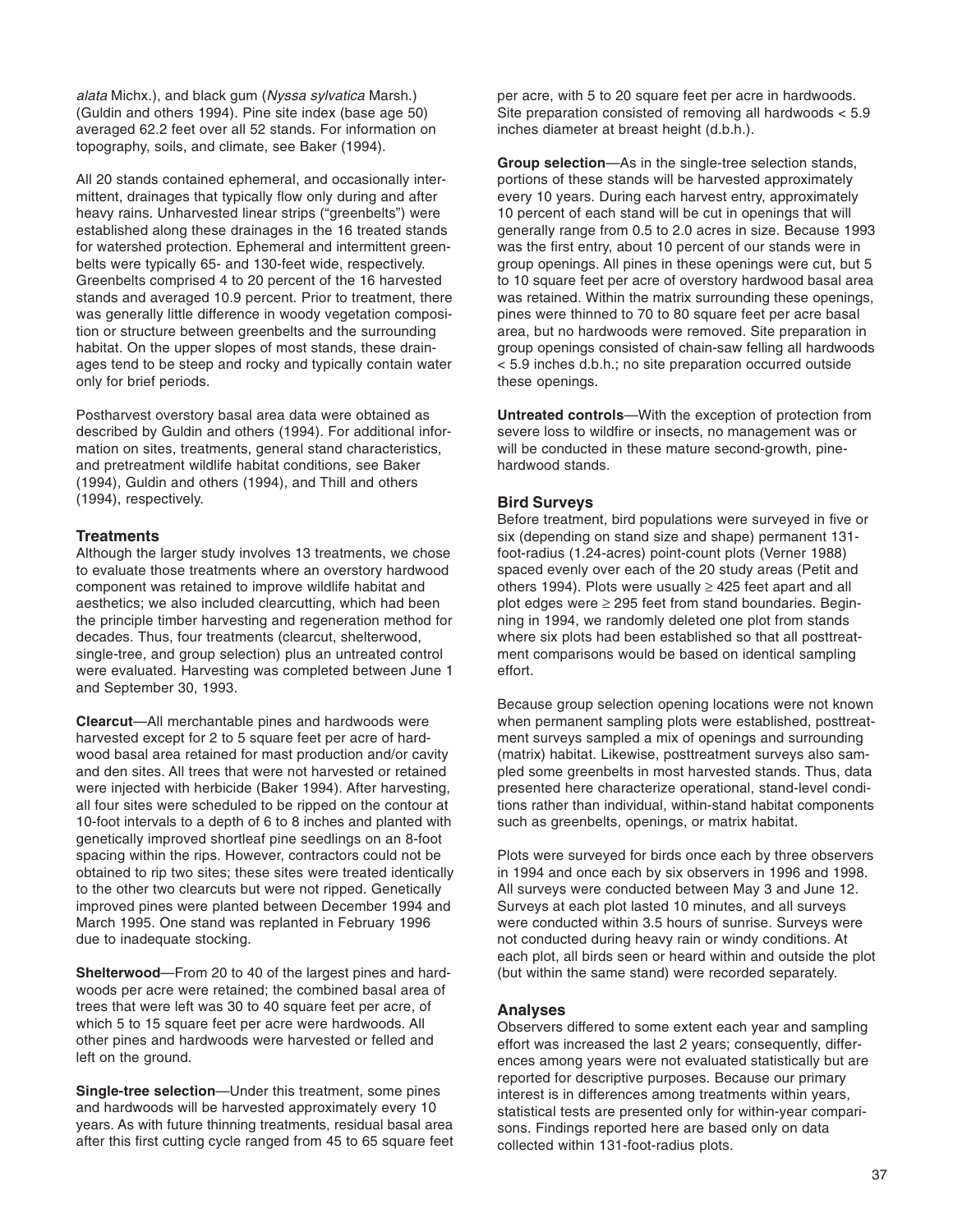*alata* Michx.), and black gum (*Nyssa sylvatica* Marsh.) (Guldin and others 1994). Pine site index (base age 50) averaged 62.2 feet over all 52 stands. For information on topography, soils, and climate, see Baker (1994).

All 20 stands contained ephemeral, and occasionally intermittent, drainages that typically flow only during and after heavy rains. Unharvested linear strips ("greenbelts") were established along these drainages in the 16 treated stands for watershed protection. Ephemeral and intermittent greenbelts were typically 65- and 130-feet wide, respectively. Greenbelts comprised 4 to 20 percent of the 16 harvested stands and averaged 10.9 percent. Prior to treatment, there was generally little difference in woody vegetation composition or structure between greenbelts and the surrounding habitat. On the upper slopes of most stands, these drainages tend to be steep and rocky and typically contain water only for brief periods.

Postharvest overstory basal area data were obtained as described by Guldin and others (1994). For additional information on sites, treatments, general stand characteristics, and pretreatment wildlife habitat conditions, see Baker (1994), Guldin and others (1994), and Thill and others (1994), respectively.

### Treatments

Although the larger study involves 13 treatments, we chose to evaluate those treatments where an overstory hardwood component was retained to improve wildlife habitat and aesthetics; we also included clearcutting, which had been the principle timber harvesting and regeneration method for decades. Thus, four treatments (clearcut, shelterwood, single-tree, and group selection) plus an untreated control were evaluated. Harvesting was completed between June 1 and September 30, 1993.

**Clearcut**—All merchantable pines and hardwoods were harvested except for 2 to 5 square feet per acre of hardwood basal area retained for mast production and/or cavity and den sites. All trees that were not harvested or retained were injected with herbicide (Baker 1994). After harvesting, all four sites were scheduled to be ripped on the contour at 10-foot intervals to a depth of 6 to 8 inches and planted with genetically improved shortleaf pine seedlings on an 8-foot spacing within the rips. However, contractors could not be obtained to rip two sites; these sites were treated identically to the other two clearcuts but were not ripped. Genetically improved pines were planted between December 1994 and March 1995. One stand was replanted in February 1996 due to inadequate stocking.

**Shelterwood**—From 20 to 40 of the largest pines and hardwoods per acre were retained; the combined basal area of trees that were left was 30 to 40 square feet per acre, of which 5 to 15 square feet per acre were hardwoods. All other pines and hardwoods were harvested or felled and left on the ground.

**Single-tree selection**—Under this treatment, some pines and hardwoods will be harvested approximately every 10 years. As with future thinning treatments, residual basal area after this first cutting cycle ranged from 45 to 65 square feet per acre, with 5 to 20 square feet per acre in hardwoods. Site preparation consisted of removing all hardwoods < 5.9 inches diameter at breast height (d.b.h.).

**Group selection**—As in the single-tree selection stands, portions of these stands will be harvested approximately every 10 years. During each harvest entry, approximately 10 percent of each stand will be cut in openings that will generally range from 0.5 to 2.0 acres in size. Because 1993 was the first entry, about 10 percent of our stands were in group openings. All pines in these openings were cut, but 5 to 10 square feet per acre of overstory hardwood basal area was retained. Within the matrix surrounding these openings, pines were thinned to 70 to 80 square feet per acre basal area, but no hardwoods were removed. Site preparation in group openings consisted of chain-saw felling all hardwoods < 5.9 inches d.b.h.; no site preparation occurred outside these openings.

**Untreated controls**—With the exception of protection from severe loss to wildfire or insects, no management was or will be conducted in these mature second-growth, pine-hardwood stands.

### Bird Surveys

Before treatment, bird populations were surveyed in five or six (depending on stand size and shape) permanent 131-foot-radius (1.24-acres) point-count plots (Verner 1988) spaced evenly over each of the 20 study areas (Petit and others 1994). Plots were usually ≥ 425 feet apart and all plot edges were ≥ 295 feet from stand boundaries. Beginning in 1994, we randomly deleted one plot from stands where six plots had been established so that all posttreatment comparisons would be based on identical sampling effort.

Because group selection opening locations were not known when permanent sampling plots were established, posttreatment surveys sampled a mix of openings and surrounding (matrix) habitat. Likewise, posttreatment surveys also sampled some greenbelts in most harvested stands. Thus, data presented here characterize operational, stand-level conditions rather than individual, within-stand habitat components such as greenbelts, openings, or matrix habitat.

Plots were surveyed for birds once each by three observers in 1994 and once each by six observers in 1996 and 1998. All surveys were conducted between May 3 and June 12. Surveys at each plot lasted 10 minutes, and all surveys were conducted within 3.5 hours of sunrise. Surveys were not conducted during heavy rain or windy conditions. At each plot, all birds seen or heard within and outside the plot (but within the same stand) were recorded separately.

### Analyses

Observers differed to some extent each year and sampling effort was increased the last 2 years; consequently, differences among years were not evaluated statistically but are reported for descriptive purposes. Because our primary interest is in differences among treatments within years, statistical tests are presented only for within-year comparisons. Findings reported here are based only on data collected within 131-foot-radius plots.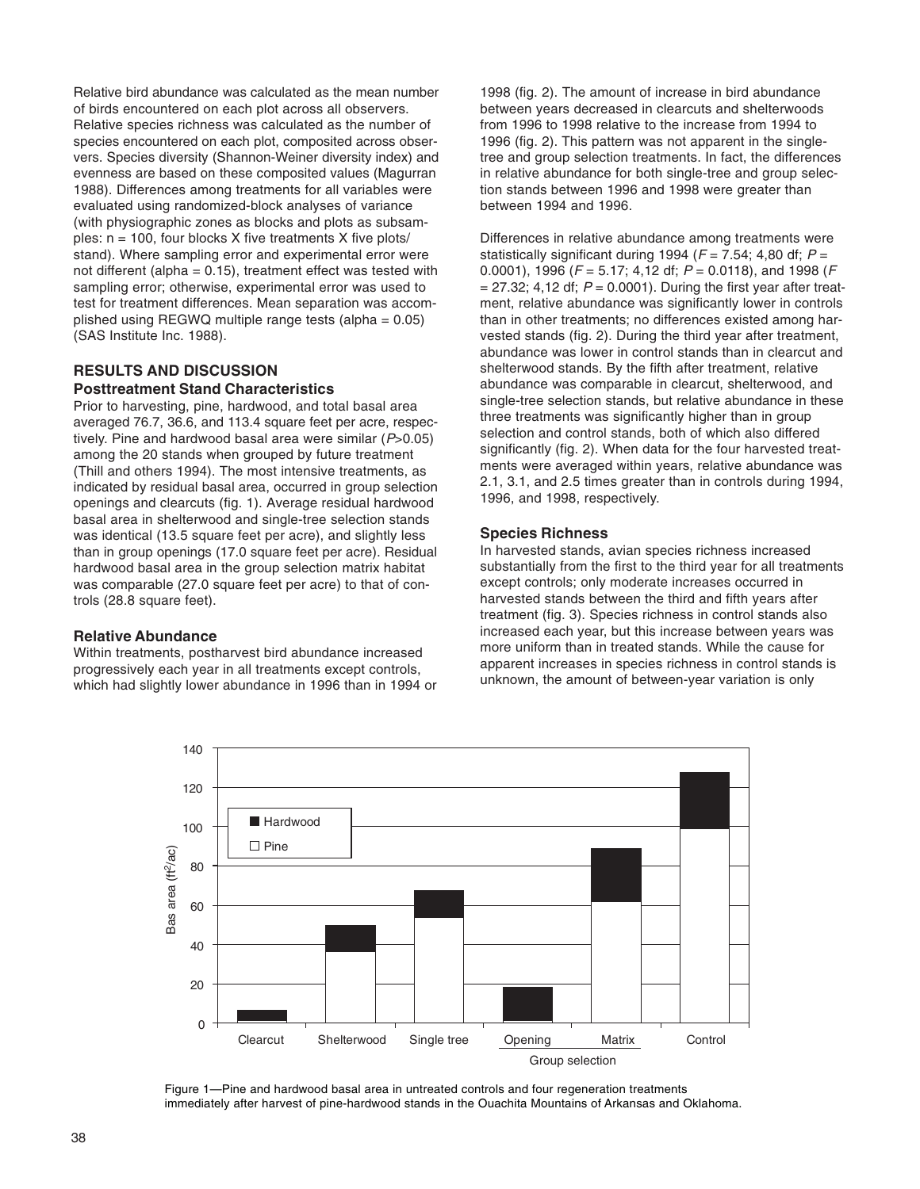Relative bird abundance was calculated as the mean number of birds encountered on each plot across all observers. Relative species richness was calculated as the number of species encountered on each plot, composited across observers. Species diversity (Shannon-Weiner diversity index) and evenness are based on these composited values (Magurran 1988). Differences among treatments for all variables were evaluated using randomized-block analyses of variance (with physiographic zones as blocks and plots as subsamples: n = 100, four blocks X five treatments X five plots/stand). Where sampling error and experimental error were not different (alpha = 0.15), treatment effect was tested with sampling error; otherwise, experimental error was used to test for treatment differences. Mean separation was accomplished using REGWQ multiple range tests (alpha = 0.05) (SAS Institute Inc. 1988).

## RESULTS AND DISCUSSION

### Posttreatment Stand Characteristics

Prior to harvesting, pine, hardwood, and total basal area averaged 76.7, 36.6, and 113.4 square feet per acre, respectively. Pine and hardwood basal area were similar ($P$>0.05) among the 20 stands when grouped by future treatment (Thill and others 1994). The most intensive treatments, as indicated by residual basal area, occurred in group selection openings and clearcuts (fig. 1). Average residual hardwood basal area in shelterwood and single-tree selection stands was identical (13.5 square feet per acre), and slightly less than in group openings (17.0 square feet per acre). Residual hardwood basal area in the group selection matrix habitat was comparable (27.0 square feet per acre) to that of controls (28.8 square feet).

### Relative Abundance

Within treatments, postharvest bird abundance increased progressively each year in all treatments except controls, which had slightly lower abundance in 1996 than in 1994 or 1998 (fig. 2). The amount of increase in bird abundance between years decreased in clearcuts and shelterwoods from 1996 to 1998 relative to the increase from 1994 to 1996 (fig. 2). This pattern was not apparent in the single-tree and group selection treatments. In fact, the differences in relative abundance for both single-tree and group selection stands between 1996 and 1998 were greater than between 1994 and 1996.

Differences in relative abundance among treatments were statistically significant during 1994 ($F$ = 7.54; 4,80 df; $P$ = 0.0001), 1996 ($F$ = 5.17; 4,12 df; $P$ = 0.0118), and 1998 ($F$ = 27.32; 4,12 df; $P$ = 0.0001). During the first year after treatment, relative abundance was significantly lower in controls than in other treatments; no differences existed among harvested stands (fig. 2). During the third year after treatment, abundance was lower in control stands than in clearcut and shelterwood stands. By the fifth after treatment, relative abundance was comparable in clearcut, shelterwood, and single-tree selection stands, but relative abundance in these three treatments was significantly higher than in group selection and control stands, both of which also differed significantly (fig. 2). When data for the four harvested treatments were averaged within years, relative abundance was 2.1, 3.1, and 2.5 times greater than in controls during 1994, 1996, and 1998, respectively.

### Species Richness

In harvested stands, avian species richness increased substantially from the first to the third year for all treatments except controls; only moderate increases occurred in harvested stands between the third and fifth years after treatment (fig. 3). Species richness in control stands also increased each year, but this increase between years was more uniform than in treated stands. While the cause for apparent increases in species richness in control stands is unknown, the amount of between-year variation is only

Figure 1—Pine and hardwood basal area in untreated controls and four regeneration treatments immediately after harvest of pine-hardwood stands in the Ouachita Mountains of Arkansas and Oklahoma.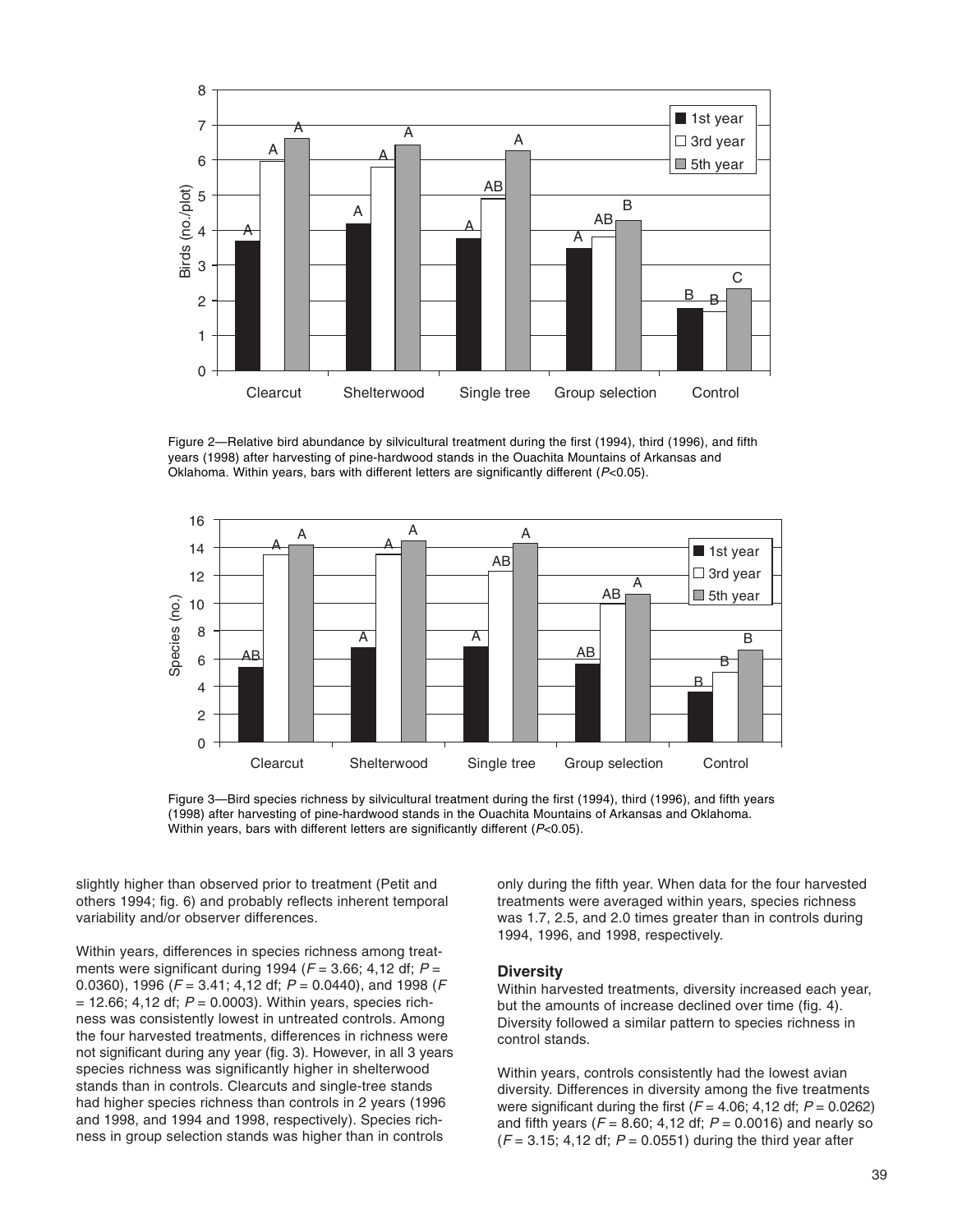Figure 2—Relative bird abundance by silvicultural treatment during the first (1994), third (1996), and fifth years (1998) after harvesting of pine-hardwood stands in the Ouachita Mountains of Arkansas and Oklahoma. Within years, bars with different letters are significantly different ($P<0.05$).

Figure 3—Bird species richness by silvicultural treatment during the first (1994), third (1996), and fifth years (1998) after harvesting of pine-hardwood stands in the Ouachita Mountains of Arkansas and Oklahoma. Within years, bars with different letters are significantly different ($P<0.05$).

slightly higher than observed prior to treatment (Petit and others 1994; fig. 6) and probably reflects inherent temporal variability and/or observer differences.

Within years, differences in species richness among treatments were significant during 1994 ($F = 3.66$; 4,12 df; $P = 0.0360$), 1996 ($F = 3.41$; 4,12 df; $P = 0.0440$), and 1998 ($F = 12.66$; 4,12 df; $P = 0.0003$). Within years, species richness was consistently lowest in untreated controls. Among the four harvested treatments, differences in richness were not significant during any year (fig. 3). However, in all 3 years species richness was significantly higher in shelterwood stands than in controls. Clearcuts and single-tree stands had higher species richness than controls in 2 years (1996 and 1998, and 1994 and 1998, respectively). Species richness in group selection stands was higher than in controls only during the fifth year. When data for the four harvested treatments were averaged within years, species richness was 1.7, 2.5, and 2.0 times greater than in controls during 1994, 1996, and 1998, respectively.

### Diversity

Within harvested treatments, diversity increased each year, but the amounts of increase declined over time (fig. 4). Diversity followed a similar pattern to species richness in control stands.

Within years, controls consistently had the lowest avian diversity. Differences in diversity among the five treatments were significant during the first ($F = 4.06$; 4,12 df; $P = 0.0262$) and fifth years ($F = 8.60$; 4,12 df; $P = 0.0016$) and nearly so ($F = 3.15$; 4,12 df; $P = 0.0551$) during the third year after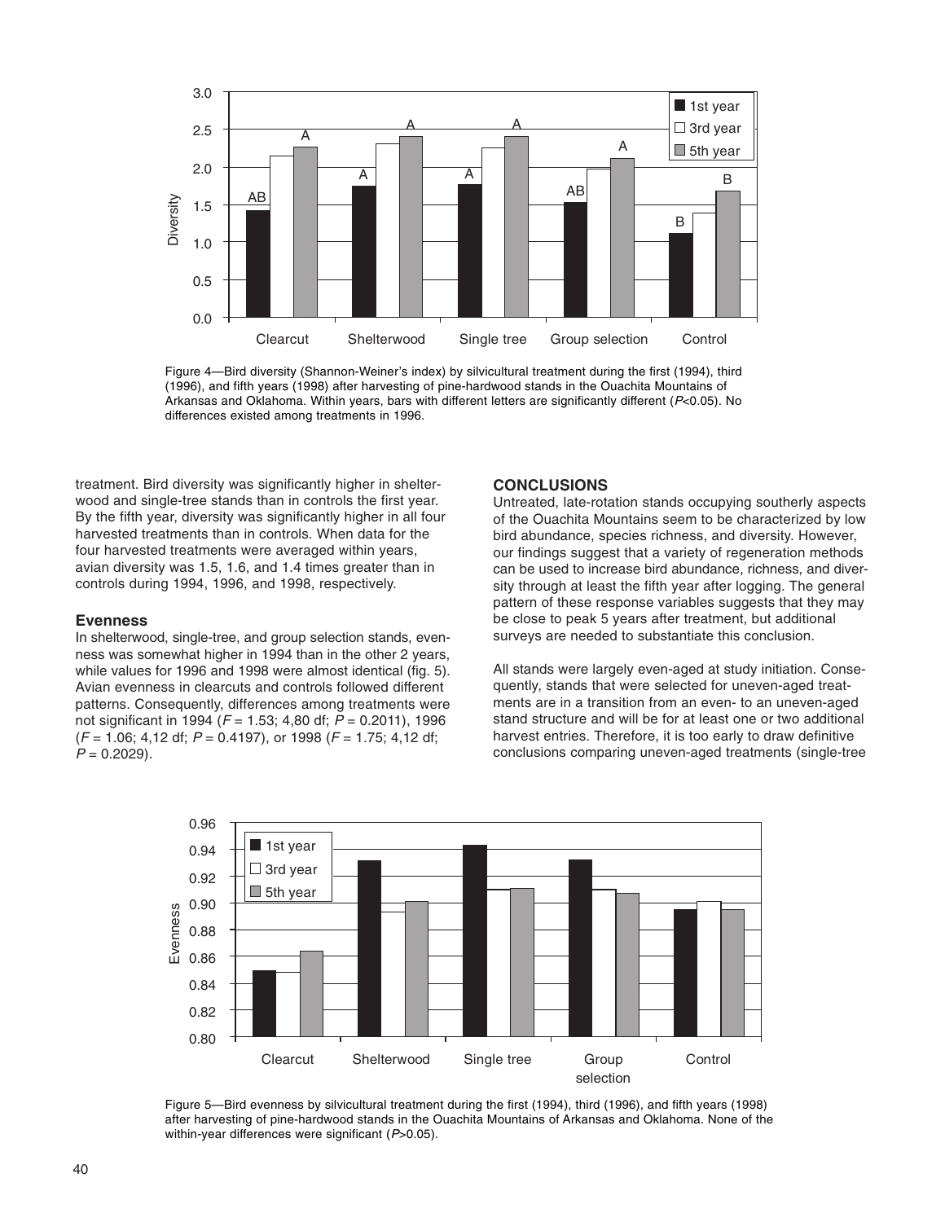Figure 4—Bird diversity (Shannon-Weiner's index) by silvicultural treatment during the first (1994), third (1996), and fifth years (1998) after harvesting of pine-hardwood stands in the Ouachita Mountains of Arkansas and Oklahoma. Within years, bars with different letters are significantly different ($P<0.05$). No differences existed among treatments in 1996.

treatment. Bird diversity was significantly higher in shelterwood and single-tree stands than in controls the first year. By the fifth year, diversity was significantly higher in all four harvested treatments than in controls. When data for the four harvested treatments were averaged within years, avian diversity was 1.5, 1.6, and 1.4 times greater than in controls during 1994, 1996, and 1998, respectively.

### Evenness

In shelterwood, single-tree, and group selection stands, evenness was somewhat higher in 1994 than in the other 2 years, while values for 1996 and 1998 were almost identical (fig. 5). Avian evenness in clearcuts and controls followed different patterns. Consequently, differences among treatments were not significant in 1994 ($F = 1.53$; 4,80 df; $P = 0.2011$), 1996 ($F = 1.06$; 4,12 df; $P = 0.4197$), or 1998 ($F = 1.75$; 4,12 df; $P = 0.2029$).

## CONCLUSIONS

Untreated, late-rotation stands occupying southerly aspects of the Ouachita Mountains seem to be characterized by low bird abundance, species richness, and diversity. However, our findings suggest that a variety of regeneration methods can be used to increase bird abundance, richness, and diversity through at least the fifth year after logging. The general pattern of these response variables suggests that they may be close to peak 5 years after treatment, but additional surveys are needed to substantiate this conclusion.

All stands were largely even-aged at study initiation. Consequently, stands that were selected for uneven-aged treatments are in a transition from an even- to an uneven-aged stand structure and will be for at least one or two additional harvest entries. Therefore, it is too early to draw definitive conclusions comparing uneven-aged treatments (single-tree

Figure 5—Bird evenness by silvicultural treatment during the first (1994), third (1996), and fifth years (1998) after harvesting of pine-hardwood stands in the Ouachita Mountains of Arkansas and Oklahoma. None of the within-year differences were significant ($P>0.05$).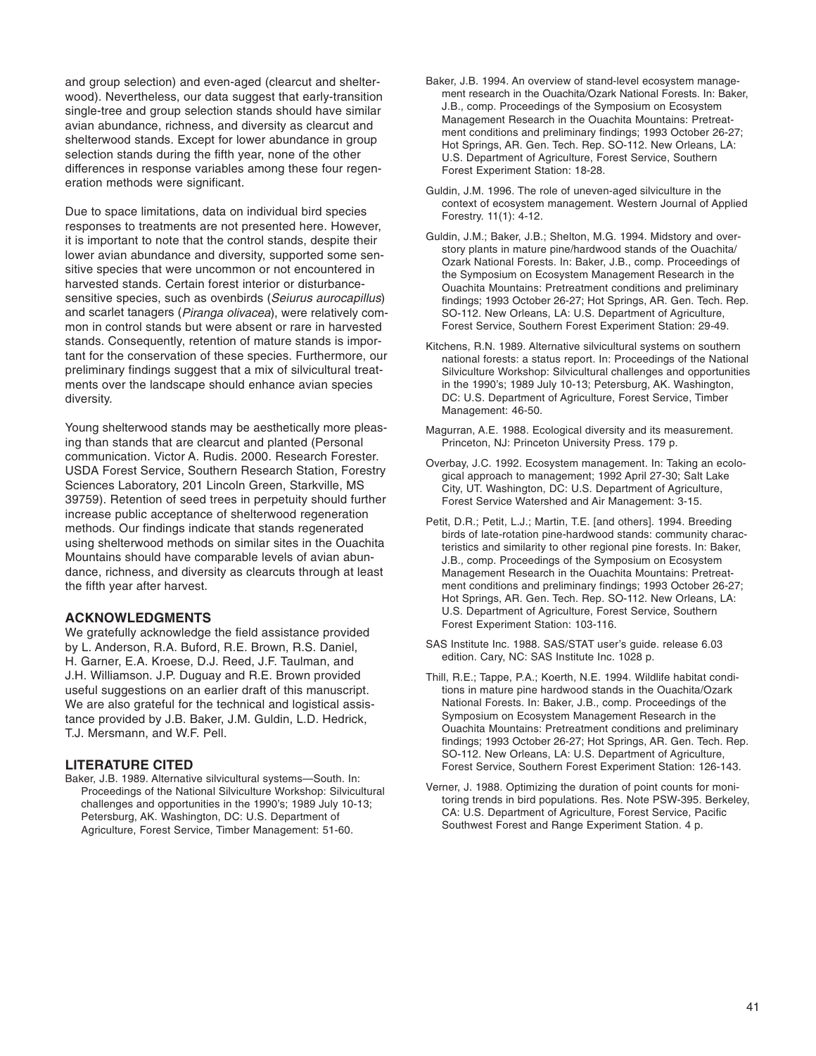and group selection) and even-aged (clearcut and shelterwood). Nevertheless, our data suggest that early-transition single-tree and group selection stands should have similar avian abundance, richness, and diversity as clearcut and shelterwood stands. Except for lower abundance in group selection stands during the fifth year, none of the other differences in response variables among these four regeneration methods were significant.

Due to space limitations, data on individual bird species responses to treatments are not presented here. However, it is important to note that the control stands, despite their lower avian abundance and diversity, supported some sensitive species that were uncommon or not encountered in harvested stands. Certain forest interior or disturbance-sensitive species, such as ovenbirds (*Seiurus aurocapillus*) and scarlet tanagers (*Piranga olivacea*), were relatively common in control stands but were absent or rare in harvested stands. Consequently, retention of mature stands is important for the conservation of these species. Furthermore, our preliminary findings suggest that a mix of silvicultural treatments over the landscape should enhance avian species diversity.

Young shelterwood stands may be aesthetically more pleasing than stands that are clearcut and planted (Personal communication. Victor A. Rudis. 2000. Research Forester. USDA Forest Service, Southern Research Station, Forestry Sciences Laboratory, 201 Lincoln Green, Starkville, MS 39759). Retention of seed trees in perpetuity should further increase public acceptance of shelterwood regeneration methods. Our findings indicate that stands regenerated using shelterwood methods on similar sites in the Ouachita Mountains should have comparable levels of avian abundance, richness, and diversity as clearcuts through at least the fifth year after harvest.

## ACKNOWLEDGMENTS

We gratefully acknowledge the field assistance provided by L. Anderson, R.A. Buford, R.E. Brown, R.S. Daniel, H. Garner, E.A. Kroese, D.J. Reed, J.F. Taulman, and J.H. Williamson. J.P. Duguay and R.E. Brown provided useful suggestions on an earlier draft of this manuscript. We are also grateful for the technical and logistical assistance provided by J.B. Baker, J.M. Guldin, L.D. Hedrick, T.J. Mersmann, and W.F. Pell.

## LITERATURE CITED

Baker, J.B. 1989. Alternative silvicultural systems—South. In: Proceedings of the National Silviculture Workshop: Silvicultural challenges and opportunities in the 1990's; 1989 July 10-13; Petersburg, AK. Washington, DC: U.S. Department of Agriculture, Forest Service, Timber Management: 51-60.

Baker, J.B. 1994. An overview of stand-level ecosystem management research in the Ouachita/Ozark National Forests. In: Baker, J.B., comp. Proceedings of the Symposium on Ecosystem Management Research in the Ouachita Mountains: Pretreatment conditions and preliminary findings; 1993 October 26-27; Hot Springs, AR. Gen. Tech. Rep. SO-112. New Orleans, LA: U.S. Department of Agriculture, Forest Service, Southern Forest Experiment Station: 18-28.

Guldin, J.M. 1996. The role of uneven-aged silviculture in the context of ecosystem management. Western Journal of Applied Forestry. 11(1): 4-12.

Guldin, J.M.; Baker, J.B.; Shelton, M.G. 1994. Midstory and overstory plants in mature pine/hardwood stands of the Ouachita/Ozark National Forests. In: Baker, J.B., comp. Proceedings of the Symposium on Ecosystem Management Research in the Ouachita Mountains: Pretreatment conditions and preliminary findings; 1993 October 26-27; Hot Springs, AR. Gen. Tech. Rep. SO-112. New Orleans, LA: U.S. Department of Agriculture, Forest Service, Southern Forest Experiment Station: 29-49.

Kitchens, R.N. 1989. Alternative silvicultural systems on southern national forests: a status report. In: Proceedings of the National Silviculture Workshop: Silvicultural challenges and opportunities in the 1990's; 1989 July 10-13; Petersburg, AK. Washington, DC: U.S. Department of Agriculture, Forest Service, Timber Management: 46-50.

Magurran, A.E. 1988. Ecological diversity and its measurement. Princeton, NJ: Princeton University Press. 179 p.

Overbay, J.C. 1992. Ecosystem management. In: Taking an ecological approach to management; 1992 April 27-30; Salt Lake City, UT. Washington, DC: U.S. Department of Agriculture, Forest Service Watershed and Air Management: 3-15.

Petit, D.R.; Petit, L.J.; Martin, T.E. [and others]. 1994. Breeding birds of late-rotation pine-hardwood stands: community characteristics and similarity to other regional pine forests. In: Baker, J.B., comp. Proceedings of the Symposium on Ecosystem Management Research in the Ouachita Mountains: Pretreatment conditions and preliminary findings; 1993 October 26-27; Hot Springs, AR. Gen. Tech. Rep. SO-112. New Orleans, LA: U.S. Department of Agriculture, Forest Service, Southern Forest Experiment Station: 103-116.

SAS Institute Inc. 1988. SAS/STAT user's guide. release 6.03 edition. Cary, NC: SAS Institute Inc. 1028 p.

Thill, R.E.; Tappe, P.A.; Koerth, N.E. 1994. Wildlife habitat conditions in mature pine hardwood stands in the Ouachita/Ozark National Forests. In: Baker, J.B., comp. Proceedings of the Symposium on Ecosystem Management Research in the Ouachita Mountains: Pretreatment conditions and preliminary findings; 1993 October 26-27; Hot Springs, AR. Gen. Tech. Rep. SO-112. New Orleans, LA: U.S. Department of Agriculture, Forest Service, Southern Forest Experiment Station: 126-143.

Verner, J. 1988. Optimizing the duration of point counts for monitoring trends in bird populations. Res. Note PSW-395. Berkeley, CA: U.S. Department of Agriculture, Forest Service, Pacific Southwest Forest and Range Experiment Station. 4 p.